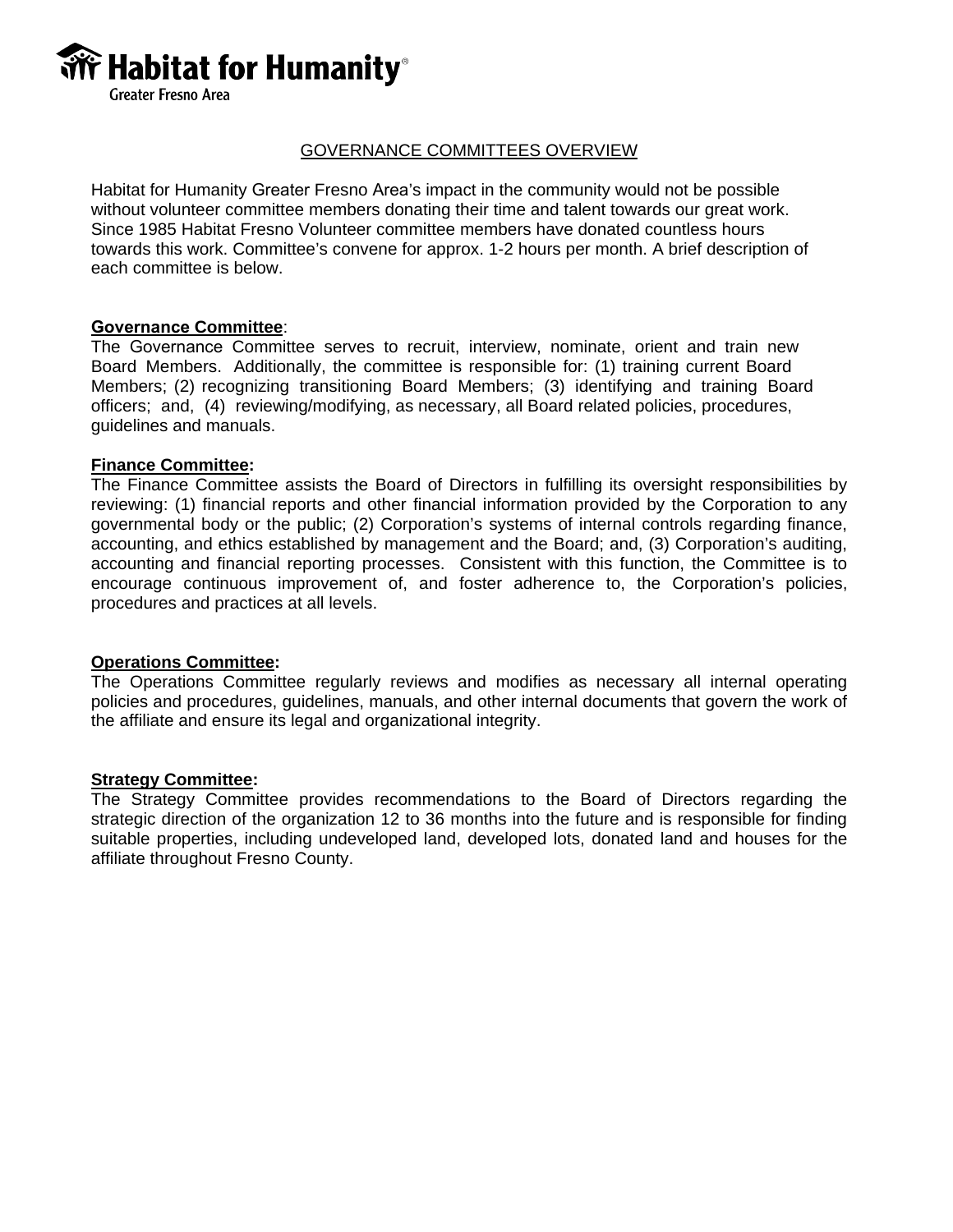Habitat for Humanity®
Greater Fresno Area

# GOVERNANCE COMMITTEES OVERVIEW

Habitat for Humanity Greater Fresno Area's impact in the community would not be possible without volunteer committee members donating their time and talent towards our great work. Since 1985 Habitat Fresno Volunteer committee members have donated countless hours towards this work. Committee's convene for approx. 1-2 hours per month. A brief description of each committee is below.

**Governance Committee**:
The Governance Committee serves to recruit, interview, nominate, orient and train new Board Members. Additionally, the committee is responsible for: (1) training current Board Members; (2) recognizing transitioning Board Members; (3) identifying and training Board officers; and, (4) reviewing/modifying, as necessary, all Board related policies, procedures, guidelines and manuals.

**Finance Committee:**
The Finance Committee assists the Board of Directors in fulfilling its oversight responsibilities by reviewing: (1) financial reports and other financial information provided by the Corporation to any governmental body or the public; (2) Corporation's systems of internal controls regarding finance, accounting, and ethics established by management and the Board; and, (3) Corporation's auditing, accounting and financial reporting processes. Consistent with this function, the Committee is to encourage continuous improvement of, and foster adherence to, the Corporation's policies, procedures and practices at all levels.

**Operations Committee:**
The Operations Committee regularly reviews and modifies as necessary all internal operating policies and procedures, guidelines, manuals, and other internal documents that govern the work of the affiliate and ensure its legal and organizational integrity.

**Strategy Committee:**
The Strategy Committee provides recommendations to the Board of Directors regarding the strategic direction of the organization 12 to 36 months into the future and is responsible for finding suitable properties, including undeveloped land, developed lots, donated land and houses for the affiliate throughout Fresno County.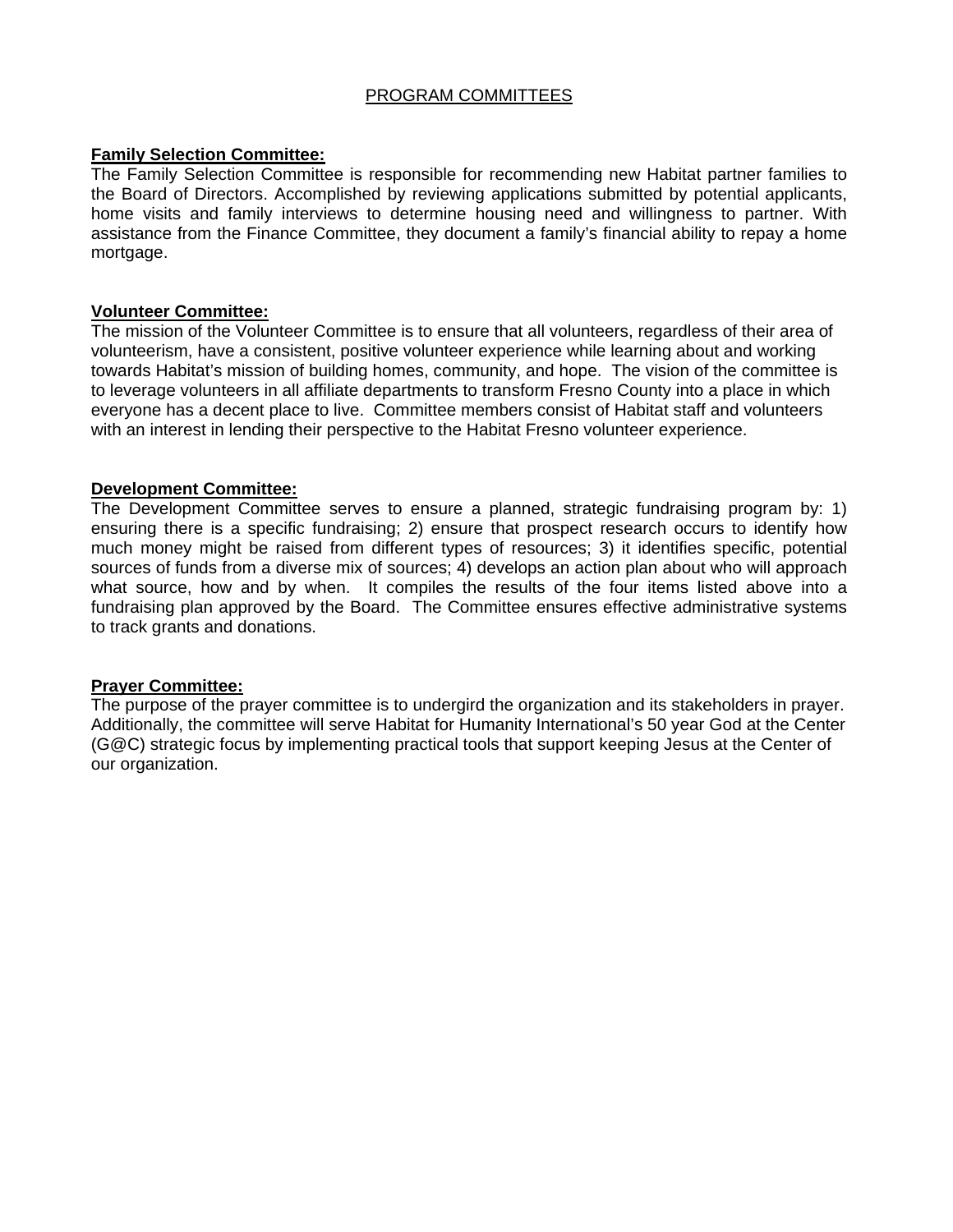# PROGRAM COMMITTEES

**Family Selection Committee:**

The Family Selection Committee is responsible for recommending new Habitat partner families to the Board of Directors. Accomplished by reviewing applications submitted by potential applicants, home visits and family interviews to determine housing need and willingness to partner. With assistance from the Finance Committee, they document a family's financial ability to repay a home mortgage.

**Volunteer Committee:**

The mission of the Volunteer Committee is to ensure that all volunteers, regardless of their area of volunteerism, have a consistent, positive volunteer experience while learning about and working towards Habitat's mission of building homes, community, and hope. The vision of the committee is to leverage volunteers in all affiliate departments to transform Fresno County into a place in which everyone has a decent place to live. Committee members consist of Habitat staff and volunteers with an interest in lending their perspective to the Habitat Fresno volunteer experience.

**Development Committee:**

The Development Committee serves to ensure a planned, strategic fundraising program by: 1) ensuring there is a specific fundraising; 2) ensure that prospect research occurs to identify how much money might be raised from different types of resources; 3) it identifies specific, potential sources of funds from a diverse mix of sources; 4) develops an action plan about who will approach what source, how and by when. It compiles the results of the four items listed above into a fundraising plan approved by the Board. The Committee ensures effective administrative systems to track grants and donations.

**Prayer Committee:**

The purpose of the prayer committee is to undergird the organization and its stakeholders in prayer. Additionally, the committee will serve Habitat for Humanity International's 50 year God at the Center (G@C) strategic focus by implementing practical tools that support keeping Jesus at the Center of our organization.